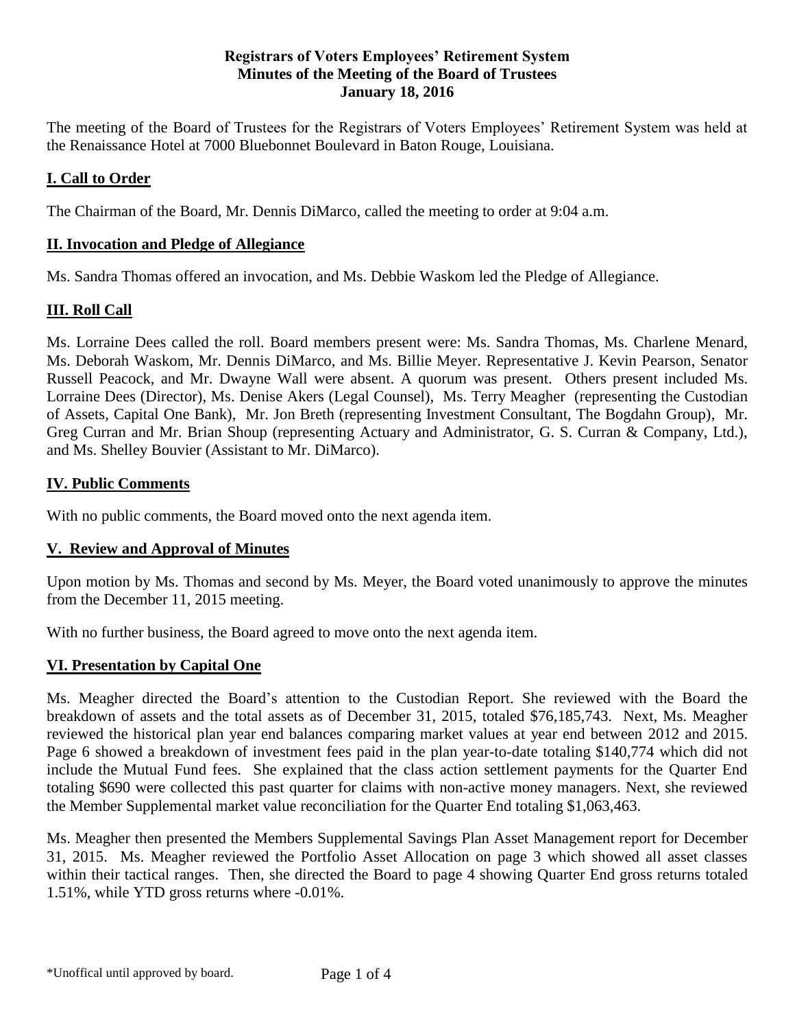**Registrars of Voters Employees' Retirement System**
**Minutes of the Meeting of the Board of Trustees**
**January 18, 2016**

The meeting of the Board of Trustees for the Registrars of Voters Employees' Retirement System was held at the Renaissance Hotel at 7000 Bluebonnet Boulevard in Baton Rouge, Louisiana.

## I. Call to Order

The Chairman of the Board, Mr. Dennis DiMarco, called the meeting to order at 9:04 a.m.

## II. Invocation and Pledge of Allegiance

Ms. Sandra Thomas offered an invocation, and Ms. Debbie Waskom led the Pledge of Allegiance.

## III. Roll Call

Ms. Lorraine Dees called the roll. Board members present were: Ms. Sandra Thomas, Ms. Charlene Menard, Ms. Deborah Waskom, Mr. Dennis DiMarco, and Ms. Billie Meyer. Representative J. Kevin Pearson, Senator Russell Peacock, and Mr. Dwayne Wall were absent. A quorum was present. Others present included Ms. Lorraine Dees (Director), Ms. Denise Akers (Legal Counsel), Ms. Terry Meagher (representing the Custodian of Assets, Capital One Bank), Mr. Jon Breth (representing Investment Consultant, The Bogdahn Group), Mr. Greg Curran and Mr. Brian Shoup (representing Actuary and Administrator, G. S. Curran & Company, Ltd.), and Ms. Shelley Bouvier (Assistant to Mr. DiMarco).

## IV. Public Comments

With no public comments, the Board moved onto the next agenda item.

## V. Review and Approval of Minutes

Upon motion by Ms. Thomas and second by Ms. Meyer, the Board voted unanimously to approve the minutes from the December 11, 2015 meeting.

With no further business, the Board agreed to move onto the next agenda item.

## VI. Presentation by Capital One

Ms. Meagher directed the Board's attention to the Custodian Report. She reviewed with the Board the breakdown of assets and the total assets as of December 31, 2015, totaled $76,185,743. Next, Ms. Meagher reviewed the historical plan year end balances comparing market values at year end between 2012 and 2015. Page 6 showed a breakdown of investment fees paid in the plan year-to-date totaling $140,774 which did not include the Mutual Fund fees. She explained that the class action settlement payments for the Quarter End totaling $690 were collected this past quarter for claims with non-active money managers. Next, she reviewed the Member Supplemental market value reconciliation for the Quarter End totaling $1,063,463.

Ms. Meagher then presented the Members Supplemental Savings Plan Asset Management report for December 31, 2015. Ms. Meagher reviewed the Portfolio Asset Allocation on page 3 which showed all asset classes within their tactical ranges. Then, she directed the Board to page 4 showing Quarter End gross returns totaled 1.51%, while YTD gross returns where -0.01%.

\*Unoffical until approved by board.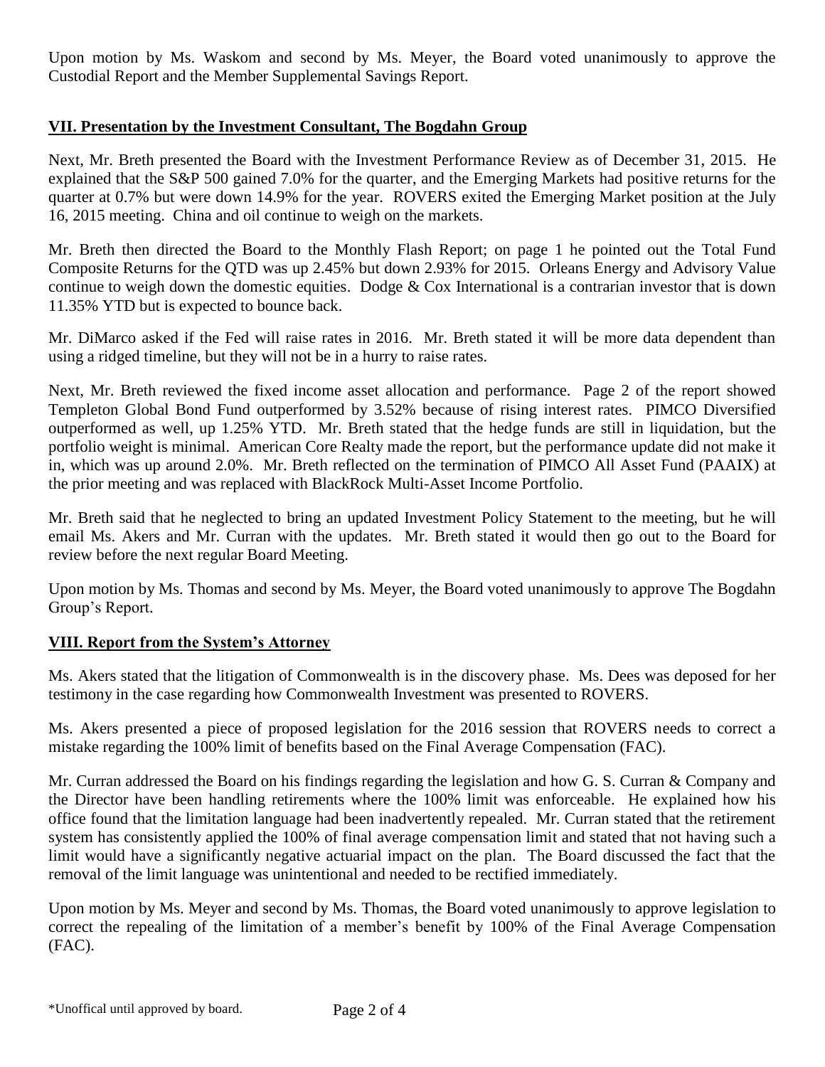Upon motion by Ms. Waskom and second by Ms. Meyer, the Board voted unanimously to approve the Custodial Report and the Member Supplemental Savings Report.

## VII. Presentation by the Investment Consultant, The Bogdahn Group

Next, Mr. Breth presented the Board with the Investment Performance Review as of December 31, 2015. He explained that the S&P 500 gained 7.0% for the quarter, and the Emerging Markets had positive returns for the quarter at 0.7% but were down 14.9% for the year. ROVERS exited the Emerging Market position at the July 16, 2015 meeting. China and oil continue to weigh on the markets.

Mr. Breth then directed the Board to the Monthly Flash Report; on page 1 he pointed out the Total Fund Composite Returns for the QTD was up 2.45% but down 2.93% for 2015. Orleans Energy and Advisory Value continue to weigh down the domestic equities. Dodge & Cox International is a contrarian investor that is down 11.35% YTD but is expected to bounce back.

Mr. DiMarco asked if the Fed will raise rates in 2016. Mr. Breth stated it will be more data dependent than using a ridged timeline, but they will not be in a hurry to raise rates.

Next, Mr. Breth reviewed the fixed income asset allocation and performance. Page 2 of the report showed Templeton Global Bond Fund outperformed by 3.52% because of rising interest rates. PIMCO Diversified outperformed as well, up 1.25% YTD. Mr. Breth stated that the hedge funds are still in liquidation, but the portfolio weight is minimal. American Core Realty made the report, but the performance update did not make it in, which was up around 2.0%. Mr. Breth reflected on the termination of PIMCO All Asset Fund (PAAIX) at the prior meeting and was replaced with BlackRock Multi-Asset Income Portfolio.

Mr. Breth said that he neglected to bring an updated Investment Policy Statement to the meeting, but he will email Ms. Akers and Mr. Curran with the updates. Mr. Breth stated it would then go out to the Board for review before the next regular Board Meeting.

Upon motion by Ms. Thomas and second by Ms. Meyer, the Board voted unanimously to approve The Bogdahn Group's Report.

## VIII. Report from the System's Attorney

Ms. Akers stated that the litigation of Commonwealth is in the discovery phase. Ms. Dees was deposed for her testimony in the case regarding how Commonwealth Investment was presented to ROVERS.

Ms. Akers presented a piece of proposed legislation for the 2016 session that ROVERS needs to correct a mistake regarding the 100% limit of benefits based on the Final Average Compensation (FAC).

Mr. Curran addressed the Board on his findings regarding the legislation and how G. S. Curran & Company and the Director have been handling retirements where the 100% limit was enforceable. He explained how his office found that the limitation language had been inadvertently repealed. Mr. Curran stated that the retirement system has consistently applied the 100% of final average compensation limit and stated that not having such a limit would have a significantly negative actuarial impact on the plan. The Board discussed the fact that the removal of the limit language was unintentional and needed to be rectified immediately.

Upon motion by Ms. Meyer and second by Ms. Thomas, the Board voted unanimously to approve legislation to correct the repealing of the limitation of a member's benefit by 100% of the Final Average Compensation (FAC).

*Unoffical until approved by board.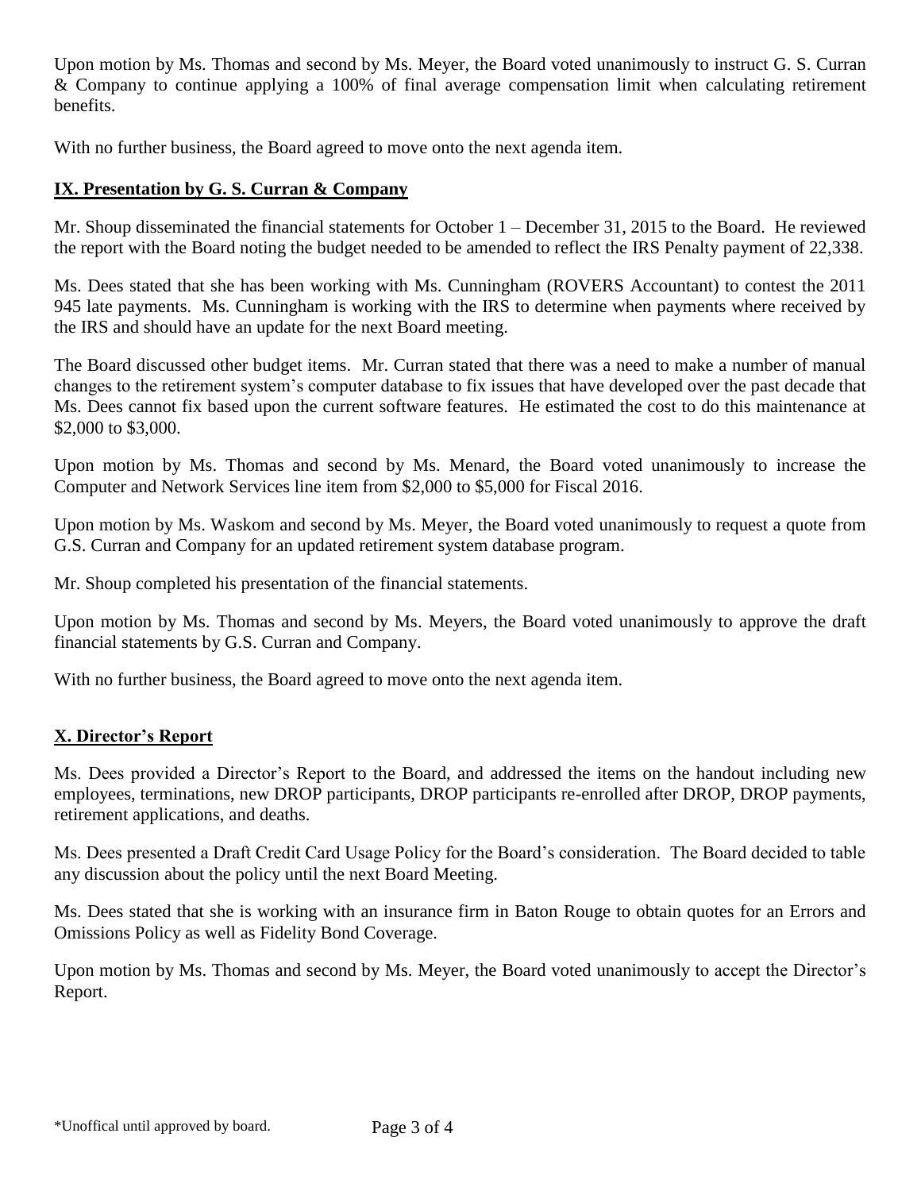Upon motion by Ms. Thomas and second by Ms. Meyer, the Board voted unanimously to instruct G. S. Curran & Company to continue applying a 100% of final average compensation limit when calculating retirement benefits.

With no further business, the Board agreed to move onto the next agenda item.

## IX. Presentation by G. S. Curran & Company

Mr. Shoup disseminated the financial statements for October 1 – December 31, 2015 to the Board. He reviewed the report with the Board noting the budget needed to be amended to reflect the IRS Penalty payment of 22,338.

Ms. Dees stated that she has been working with Ms. Cunningham (ROVERS Accountant) to contest the 2011 945 late payments. Ms. Cunningham is working with the IRS to determine when payments where received by the IRS and should have an update for the next Board meeting.

The Board discussed other budget items. Mr. Curran stated that there was a need to make a number of manual changes to the retirement system's computer database to fix issues that have developed over the past decade that Ms. Dees cannot fix based upon the current software features. He estimated the cost to do this maintenance at $2,000 to $3,000.

Upon motion by Ms. Thomas and second by Ms. Menard, the Board voted unanimously to increase the Computer and Network Services line item from $2,000 to $5,000 for Fiscal 2016.

Upon motion by Ms. Waskom and second by Ms. Meyer, the Board voted unanimously to request a quote from G.S. Curran and Company for an updated retirement system database program.

Mr. Shoup completed his presentation of the financial statements.

Upon motion by Ms. Thomas and second by Ms. Meyers, the Board voted unanimously to approve the draft financial statements by G.S. Curran and Company.

With no further business, the Board agreed to move onto the next agenda item.

## X. Director's Report

Ms. Dees provided a Director's Report to the Board, and addressed the items on the handout including new employees, terminations, new DROP participants, DROP participants re-enrolled after DROP, DROP payments, retirement applications, and deaths.

Ms. Dees presented a Draft Credit Card Usage Policy for the Board's consideration. The Board decided to table any discussion about the policy until the next Board Meeting.

Ms. Dees stated that she is working with an insurance firm in Baton Rouge to obtain quotes for an Errors and Omissions Policy as well as Fidelity Bond Coverage.

Upon motion by Ms. Thomas and second by Ms. Meyer, the Board voted unanimously to accept the Director's Report.

*Unoffical until approved by board.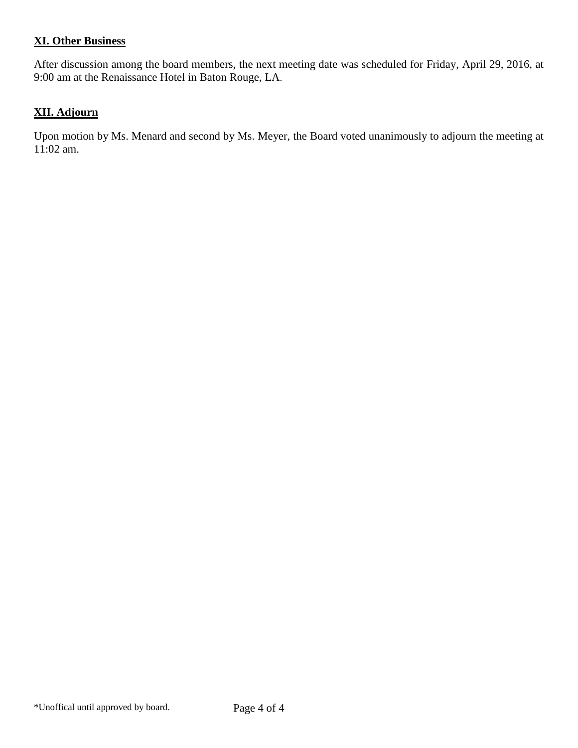## XI. Other Business

After discussion among the board members, the next meeting date was scheduled for Friday, April 29, 2016, at 9:00 am at the Renaissance Hotel in Baton Rouge, LA.

## XII. Adjourn

Upon motion by Ms. Menard and second by Ms. Meyer, the Board voted unanimously to adjourn the meeting at 11:02 am.

*Unoffical until approved by board.